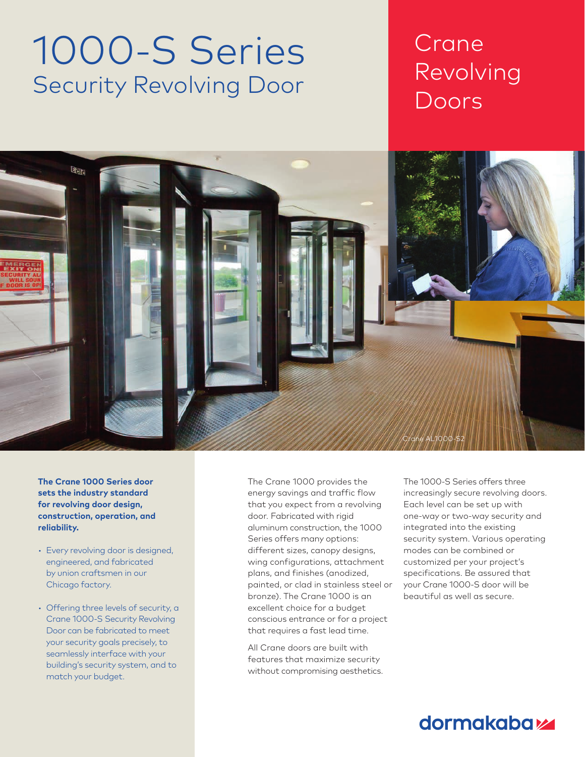# 1000-S Series

## Security Revolving Door

Crane Revolving Doors

Crane AL1000-S2

**The Crane 1000 Series door sets the industry standard for revolving door design, construction, operation, and reliability.**

- Every revolving door is designed, engineered, and fabricated by union craftsmen in our Chicago factory.
- Offering three levels of security, a Crane 1000-S Security Revolving Door can be fabricated to meet your security goals precisely, to seamlessly interface with your building's security system, and to match your budget.

The Crane 1000 provides the energy savings and traffic flow that you expect from a revolving door. Fabricated with rigid aluminum construction, the 1000 Series offers many options: different sizes, canopy designs, wing configurations, attachment plans, and finishes (anodized, painted, or clad in stainless steel or bronze). The Crane 1000 is an excellent choice for a budget conscious entrance or for a project that requires a fast lead time.

All Crane doors are built with features that maximize security without compromising aesthetics.

The 1000-S Series offers three increasingly secure revolving doors. Each level can be set up with one-way or two-way security and integrated into the existing security system. Various operating modes can be combined or customized per your project's specifications. Be assured that your Crane 1000-S door will be beautiful as well as secure.

dormakaba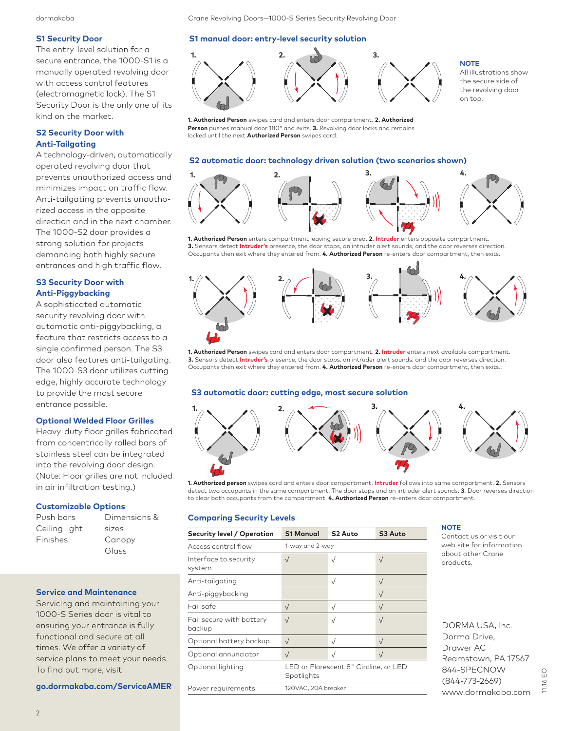## S1 Security Door

The entry-level solution for a secure entrance, the 1000-S1 is a manually operated revolving door with access control features (electromagnetic lock). The S1 Security Door is the only one of its kind on the market.

## S2 Security Door with Anti-Tailgating

A technology-driven, automatically operated revolving door that prevents unauthorized access and minimizes impact on traffic flow. Anti-tailgating prevents unauthorized access in the opposite direction and in the next chamber. The 1000-S2 door provides a strong solution for projects demanding both highly secure entrances and high traffic flow.

## S3 Security Door with Anti-Piggybacking

A sophisticated automatic security revolving door with automatic anti-piggybacking, a feature that restricts access to a single confirmed person. The S3 door also features anti-tailgating. The 1000-S3 door utilizes cutting edge, highly accurate technology to provide the most secure entrance possible.

## Optional Welded Floor Grilles

Heavy-duty floor grilles fabricated from concentrically rolled bars of stainless steel can be integrated into the revolving door design. (Note: Floor grilles are not included in air infiltration testing.)

## Customizable Options

- Push bars
- Ceiling light
- Finishes
- Dimensions & sizes
- Canopy
- Glass

## Service and Maintenance

Servicing and maintaining your 1000-S Series door is vital to ensuring your entrance is fully functional and secure at all times. We offer a variety of service plans to meet your needs. To find out more, visit

**go.dormakaba.com/ServiceAMER**

## S1 manual door: entry-level security solution

1. 2. 3.

**1. Authorized Person** swipes card and enters door compartment. **2. Authorized Person** pushes manual door 180° and exits. **3.** Revolving door locks and remains locked until the next **Authorized Person** swipes card.

**NOTE**
All illustrations show the secure side of the revolving door on top.

## S2 automatic door: technology driven solution (two scenarios shown)

1. 2. 3. 4.

**1. Authorized Person** enters compartment leaving secure area. **2. Intruder** enters opposite compartment. **3.** Sensors detect **Intruder's** presence, the door stops, an intruder alert sounds, and the door reverses direction. Occupants then exit where they entered from. **4. Authorized Person** re-enters door compartment, then exits.

1. 2. 3. 4.

**1. Authorized Person** swipes card and enters door compartment. **2. Intruder** enters next available compartment. **3.** Sensors detect **Intruder's** presence, the door stops, an intruder alert sounds, and the door reverses direction. Occupants then exit where they entered from. **4. Authorized Person** re-enters door compartment, then exits.,

## S3 automatic door: cutting edge, most secure solution

1. 2. 3. 4.

**1. Authorized person** swipes card and enters door compartment. **Intruder** follows into same compartment. **2.** Sensors detect two occupants in the same compartment. The door stops and an intruder alert sounds. **3**. Door reverses direction to clear both occupants from the compartment. **4. Authorized Person** re-enters door compartment.

## Comparing Security Levels

| Security level / Operation | S1 Manual | S2 Auto | S3 Auto |
|---|---|---|---|
| Access control flow | 1-way and 2-way | | |
| Interface to security system | √ | √ | √ |
| Anti-tailgating | | √ | √ |
| Anti-piggybacking | | | √ |
| Fail safe | √ | √ | √ |
| Fail secure with battery backup | √ | √ | √ |
| Optional battery backup | √ | √ | √ |
| Optional annunciator | √ | √ | √ |
| Optional lighting | LED or Florescent 8" Circline, or LED Spotlights | | |
| Power requirements | 120VAC, 20A breaker | | |

**NOTE**
Contact us or visit our web site for information about other Crane products.

DORMA USA, Inc.
Dorma Drive,
Drawer AC
Reamstown, PA 17567
844-SPECNOW
(844-773-2669)
www.dormakaba.com

11.16 EO